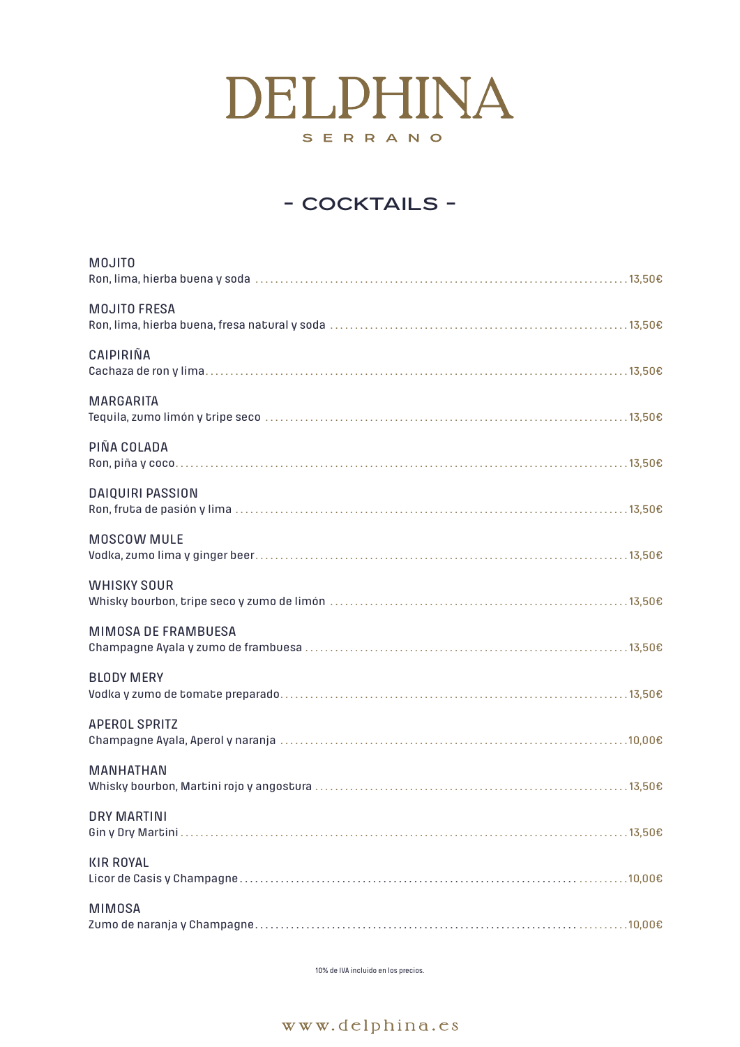# DELPHINA

SERRANO

## - COCKTAILS -

**MOJITO**
Ron, lima, hierba buena y soda ............ 13,50€

**MOJITO FRESA**
Ron, lima, hierba buena, fresa natural y soda ............ 13,50€

**CAIPIRIÑA**
Cachaza de ron y lima ............ 13,50€

**MARGARITA**
Tequila, zumo limón y tripe seco ............ 13,50€

**PIÑA COLADA**
Ron, piña y coco ............ 13,50€

**DAIQUIRI PASSION**
Ron, fruta de pasión y lima ............ 13,50€

**MOSCOW MULE**
Vodka, zumo lima y ginger beer ............ 13,50€

**WHISKY SOUR**
Whisky bourbon, tripe seco y zumo de limón ............ 13,50€

**MIMOSA DE FRAMBUESA**
Champagne Ayala y zumo de frambuesa ............ 13,50€

**BLODY MERY**
Vodka y zumo de tomate preparado ............ 13,50€

**APEROL SPRITZ**
Champagne Ayala, Aperol y naranja ............ 10,00€

**MANHATHAN**
Whisky bourbon, Martini rojo y angostura ............ 13,50€

**DRY MARTINI**
Gin y Dry Martini ............ 13,50€

**KIR ROYAL**
Licor de Casis y Champagne ............ 10,00€

**MIMOSA**
Zumo de naranja y Champagne ............ 10,00€

10% de IVA incluido en los precios.

www.delphina.es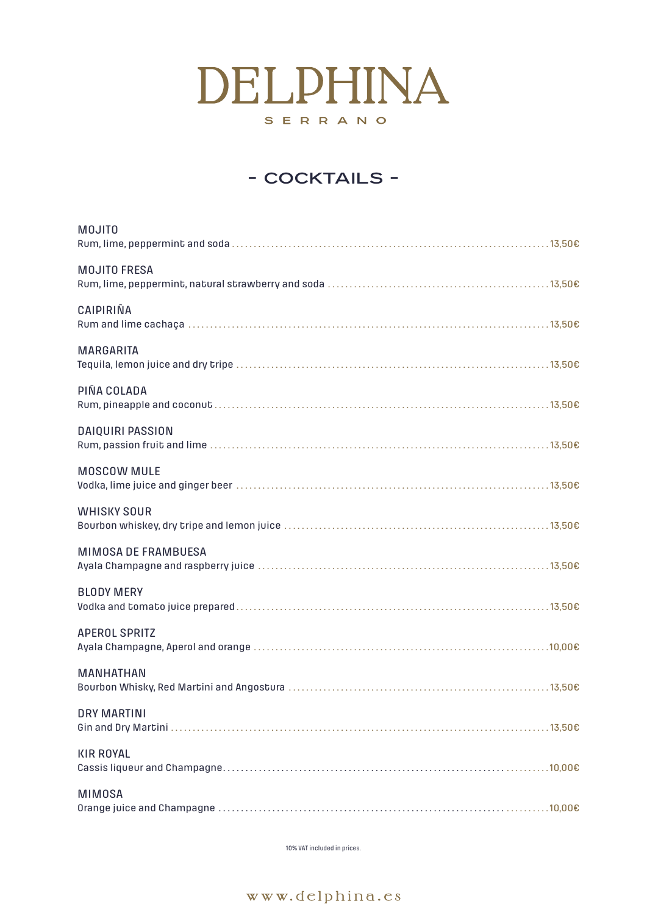# DELPHINA

SERRANO

## - COCKTAILS -

**MOJITO**
Rum, lime, peppermint and soda ..... 13,50€

**MOJITO FRESA**
Rum, lime, peppermint, natural strawberry and soda ..... 13,50€

**CAIPIRIÑA**
Rum and lime cachaça ..... 13,50€

**MARGARITA**
Tequila, lemon juice and dry tripe ..... 13,50€

**PIÑA COLADA**
Rum, pineapple and coconut ..... 13,50€

**DAIQUIRI PASSION**
Rum, passion fruit and lime ..... 13,50€

**MOSCOW MULE**
Vodka, lime juice and ginger beer ..... 13,50€

**WHISKY SOUR**
Bourbon whiskey, dry tripe and lemon juice ..... 13,50€

**MIMOSA DE FRAMBUESA**
Ayala Champagne and raspberry juice ..... 13,50€

**BLODY MERY**
Vodka and tomato juice prepared ..... 13,50€

**APEROL SPRITZ**
Ayala Champagne, Aperol and orange ..... 10,00€

**MANHATHAN**
Bourbon Whisky, Red Martini and Angostura ..... 13,50€

**DRY MARTINI**
Gin and Dry Martini ..... 13,50€

**KIR ROYAL**
Cassis liqueur and Champagne ..... 10,00€

**MIMOSA**
Orange juice and Champagne ..... 10,00€

10% VAT included in prices.

www.delphina.es